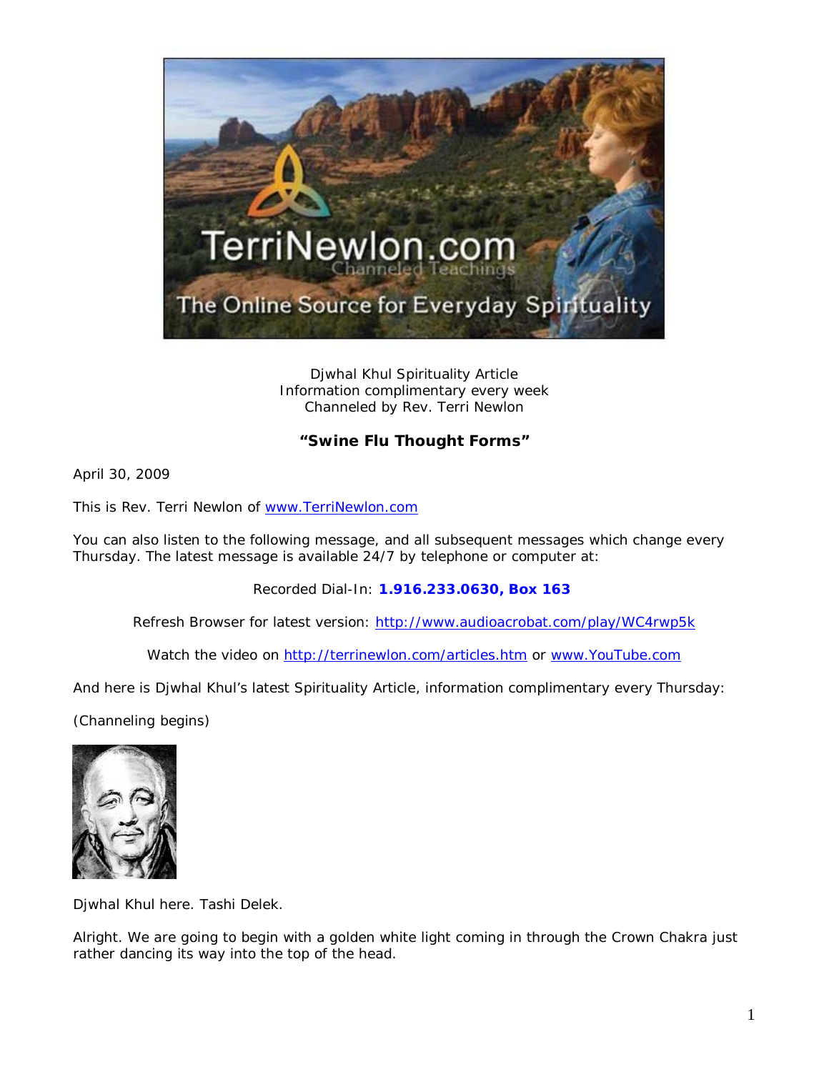Djwhal Khul Spirituality Article
Information complimentary every week
Channeled by Rev. Terri Newlon

**"Swine Flu Thought Forms"**

April 30, 2009

This is Rev. Terri Newlon of [www.TerriNewlon.com](http://www.TerriNewlon.com)

You can also listen to the following message, and all subsequent messages which change every Thursday. The latest message is available 24/7 by telephone or computer at:

Recorded Dial-In: **1.916.233.0630, Box 163**

Refresh Browser for latest version: [http://www.audioacrobat.com/play/WC4rwp5k](http://www.audioacrobat.com/play/WC4rwp5k)

Watch the video on [http://terrinewlon.com/articles.htm](http://terrinewlon.com/articles.htm) or [www.YouTube.com](http://www.YouTube.com)

And here is Djwhal Khul's latest Spirituality Article, information complimentary every Thursday:

(Channeling begins)

Djwhal Khul here. Tashi Delek.

Alright. We are going to begin with a golden white light coming in through the Crown Chakra just rather dancing its way into the top of the head.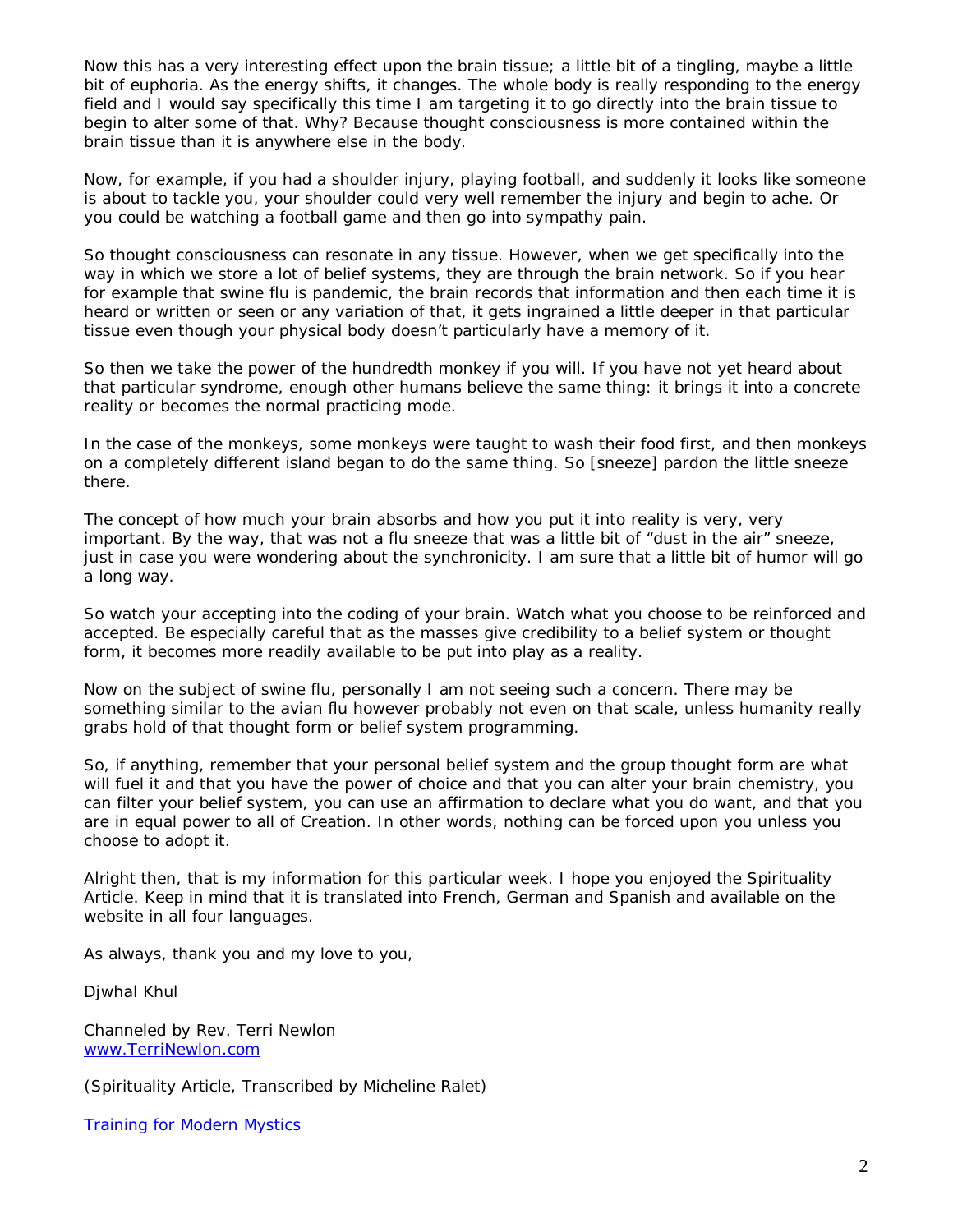Now this has a very interesting effect upon the brain tissue; a little bit of a tingling, maybe a little bit of euphoria. As the energy shifts, it changes. The whole body is really responding to the energy field and I would say specifically this time I am targeting it to go directly into the brain tissue to begin to alter some of that. Why? Because thought consciousness is more contained within the brain tissue than it is anywhere else in the body.

Now, for example, if you had a shoulder injury, playing football, and suddenly it looks like someone is about to tackle you, your shoulder could very well remember the injury and begin to ache. Or you could be watching a football game and then go into sympathy pain.

So thought consciousness can resonate in any tissue. However, when we get specifically into the way in which we store a lot of belief systems, they are through the brain network. So if you hear for example that swine flu is pandemic, the brain records that information and then each time it is heard or written or seen or any variation of that, it gets ingrained a little deeper in that particular tissue even though your physical body doesn't particularly have a memory of it.

So then we take the power of the hundredth monkey if you will. If you have not yet heard about that particular syndrome, enough other humans believe the same thing: it brings it into a concrete reality or becomes the normal practicing mode.

In the case of the monkeys, some monkeys were taught to wash their food first, and then monkeys on a completely different island began to do the same thing. So [sneeze] pardon the little sneeze there.

The concept of how much your brain absorbs and how you put it into reality is very, very important. By the way, that was not a flu sneeze that was a little bit of "dust in the air" sneeze, just in case you were wondering about the synchronicity. I am sure that a little bit of humor will go a long way.

So watch your accepting into the coding of your brain. Watch what you choose to be reinforced and accepted. Be especially careful that as the masses give credibility to a belief system or thought form, it becomes more readily available to be put into play as a reality.

Now on the subject of swine flu, personally I am not seeing such a concern. There may be something similar to the avian flu however probably not even on that scale, unless humanity really grabs hold of that thought form or belief system programming.

So, if anything, remember that your personal belief system and the group thought form are what will fuel it and that you have the power of choice and that you can alter your brain chemistry, you can filter your belief system, you can use an affirmation to declare what you do want, and that you are in equal power to all of Creation. In other words, nothing can be forced upon you unless you choose to adopt it.

Alright then, that is my information for this particular week. I hope you enjoyed the Spirituality Article. Keep in mind that it is translated into French, German and Spanish and available on the website in all four languages.

As always, thank you and my love to you,

Djwhal Khul

Channeled by Rev. Terri Newlon
www.TerriNewlon.com

(Spirituality Article, Transcribed by Micheline Ralet)

Training for Modern Mystics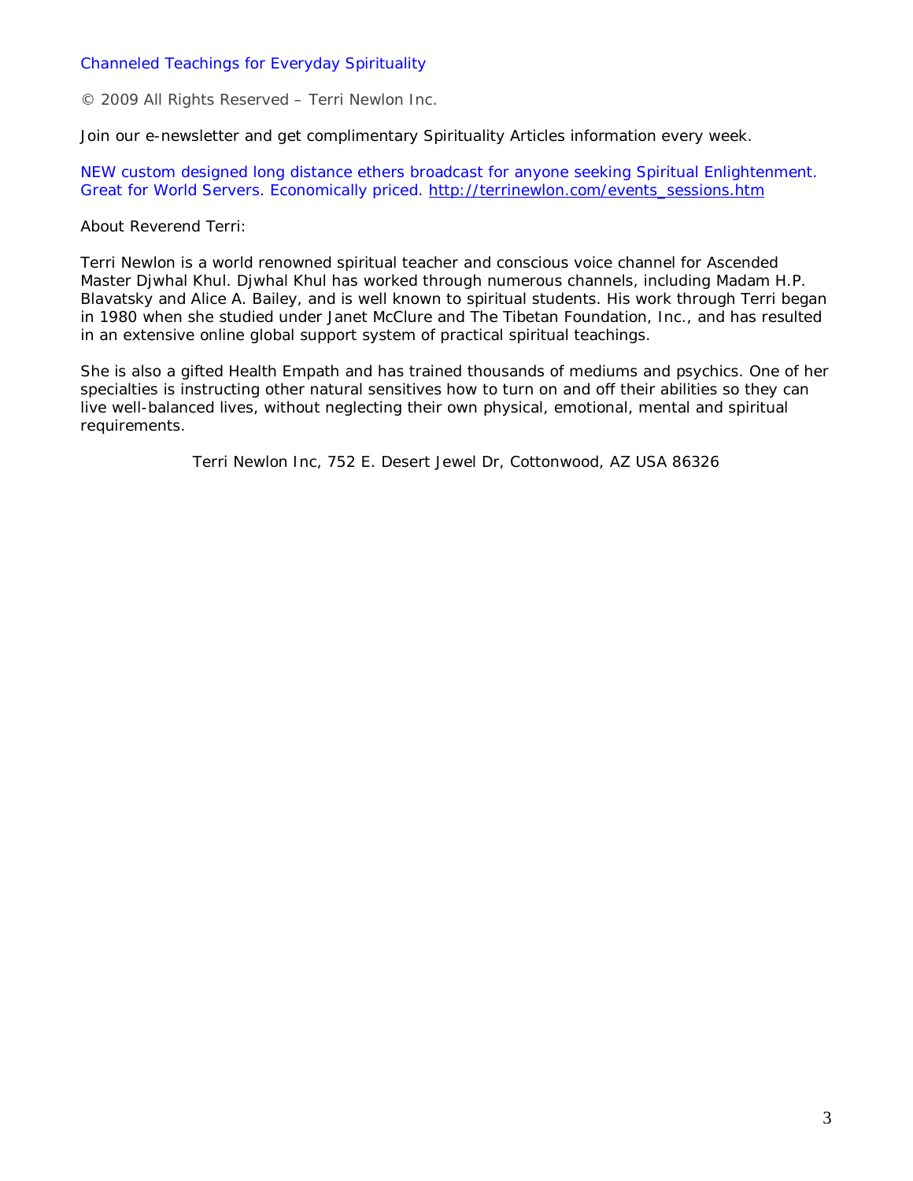Channeled Teachings for Everyday Spirituality

© 2009 All Rights Reserved – Terri Newlon Inc.

Join our e-newsletter and get complimentary Spirituality Articles information every week.

NEW custom designed long distance ethers broadcast for anyone seeking Spiritual Enlightenment. Great for World Servers. Economically priced. http://terrinewlon.com/events_sessions.htm

About Reverend Terri:

Terri Newlon is a world renowned spiritual teacher and conscious voice channel for Ascended Master Djwhal Khul. Djwhal Khul has worked through numerous channels, including Madam H.P. Blavatsky and Alice A. Bailey, and is well known to spiritual students. His work through Terri began in 1980 when she studied under Janet McClure and The Tibetan Foundation, Inc., and has resulted in an extensive online global support system of practical spiritual teachings.

She is also a gifted Health Empath and has trained thousands of mediums and psychics. One of her specialties is instructing other natural sensitives how to turn on and off their abilities so they can live well-balanced lives, without neglecting their own physical, emotional, mental and spiritual requirements.

Terri Newlon Inc, 752 E. Desert Jewel Dr, Cottonwood, AZ USA 86326